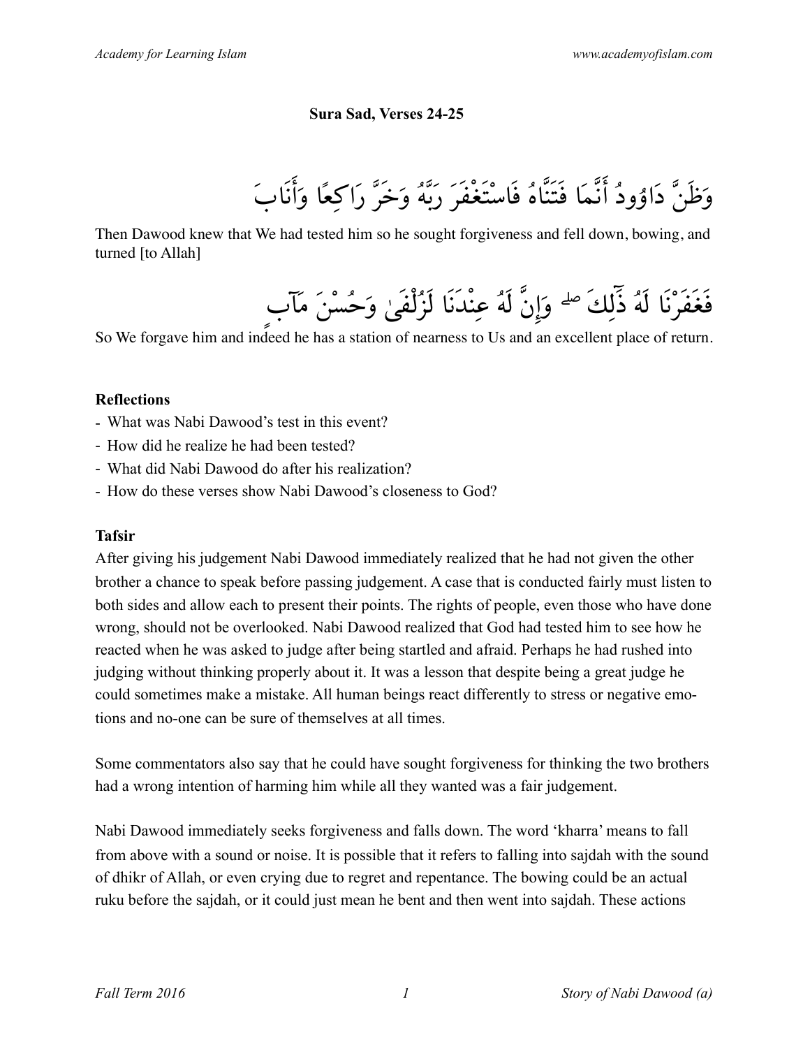**Sura Sad, Verses 24-25**

وَظَنَّ دَاوُودُ أَنَّمَا فَتَنَّاهُ فَاسْتَغْفَرَ رَبَّهُ وَخَرَّ رَاكِعًا وَأَنَابَ

Then Dawood knew that We had tested him so he sought forgiveness and fell down, bowing, and turned [to Allah]

فَغَفَرْنَا لَهُ ذَٰلِكَ ۖ وَإِنَّ لَهُ عِنْدَنَا لَزُلْفَىٰ وَحُسْنَ مَآبٍ

So We forgave him and indeed he has a station of nearness to Us and an excellent place of return.

**Reflections**

- What was Nabi Dawood's test in this event?
- How did he realize he had been tested?
- What did Nabi Dawood do after his realization?
- How do these verses show Nabi Dawood's closeness to God?

**Tafsir**

After giving his judgement Nabi Dawood immediately realized that he had not given the other brother a chance to speak before passing judgement. A case that is conducted fairly must listen to both sides and allow each to present their points. The rights of people, even those who have done wrong, should not be overlooked. Nabi Dawood realized that God had tested him to see how he reacted when he was asked to judge after being startled and afraid. Perhaps he had rushed into judging without thinking properly about it. It was a lesson that despite being a great judge he could sometimes make a mistake. All human beings react differently to stress or negative emotions and no-one can be sure of themselves at all times.

Some commentators also say that he could have sought forgiveness for thinking the two brothers had a wrong intention of harming him while all they wanted was a fair judgement.

Nabi Dawood immediately seeks forgiveness and falls down. The word 'kharra' means to fall from above with a sound or noise. It is possible that it refers to falling into sajdah with the sound of dhikr of Allah, or even crying due to regret and repentance. The bowing could be an actual ruku before the sajdah, or it could just mean he bent and then went into sajdah. These actions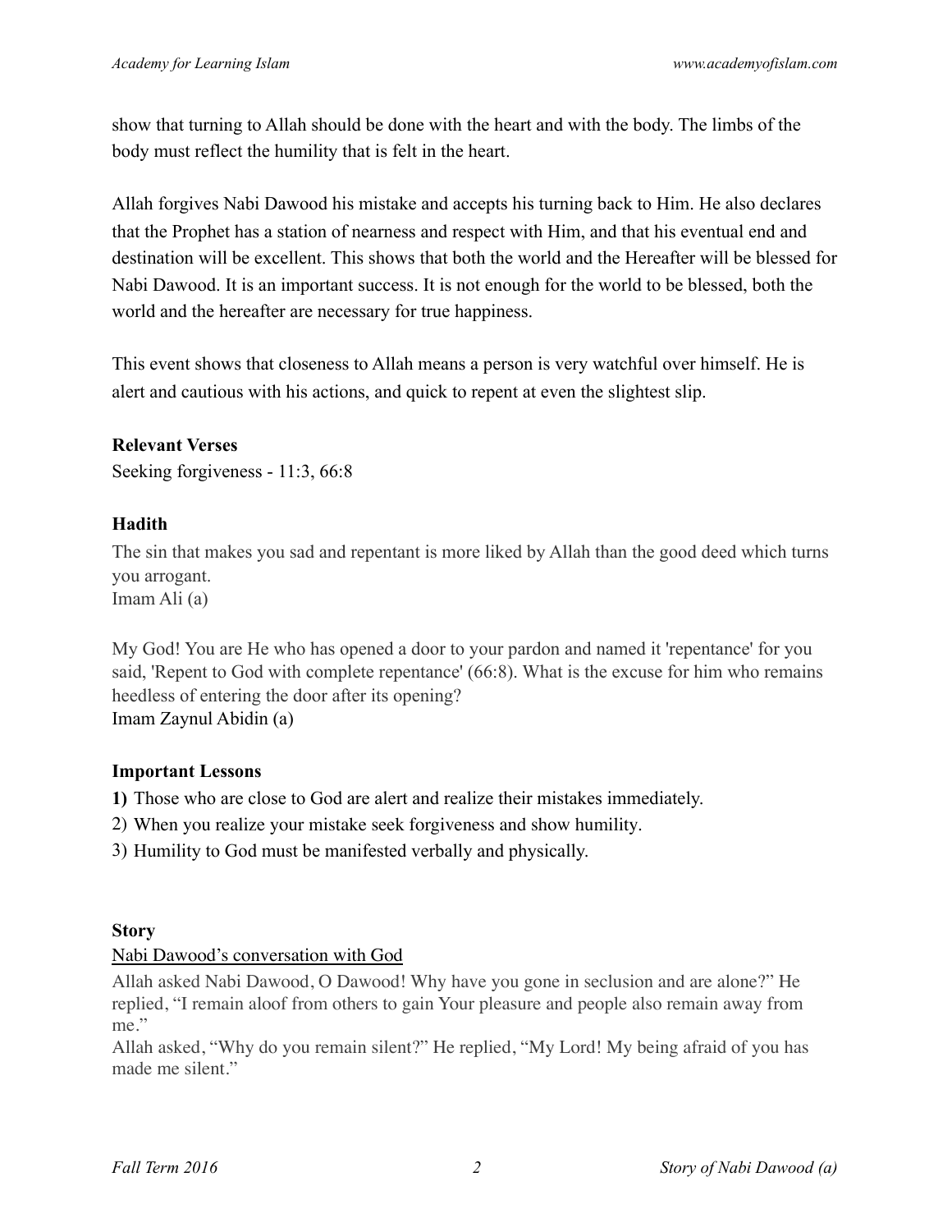show that turning to Allah should be done with the heart and with the body. The limbs of the body must reflect the humility that is felt in the heart.

Allah forgives Nabi Dawood his mistake and accepts his turning back to Him. He also declares that the Prophet has a station of nearness and respect with Him, and that his eventual end and destination will be excellent. This shows that both the world and the Hereafter will be blessed for Nabi Dawood. It is an important success. It is not enough for the world to be blessed, both the world and the hereafter are necessary for true happiness.

This event shows that closeness to Allah means a person is very watchful over himself. He is alert and cautious with his actions, and quick to repent at even the slightest slip.

**Relevant Verses**

Seeking forgiveness - 11:3, 66:8

**Hadith**

The sin that makes you sad and repentant is more liked by Allah than the good deed which turns you arrogant.
Imam Ali (a)

My God! You are He who has opened a door to your pardon and named it 'repentance' for you said, 'Repent to God with complete repentance' (66:8). What is the excuse for him who remains heedless of entering the door after its opening?
Imam Zaynul Abidin (a)

**Important Lessons**

1) Those who are close to God are alert and realize their mistakes immediately.
2) When you realize your mistake seek forgiveness and show humility.
3) Humility to God must be manifested verbally and physically.

**Story**

Nabi Dawood's conversation with God

Allah asked Nabi Dawood, O Dawood! Why have you gone in seclusion and are alone?" He replied, "I remain aloof from others to gain Your pleasure and people also remain away from me."
Allah asked, "Why do you remain silent?" He replied, "My Lord! My being afraid of you has made me silent."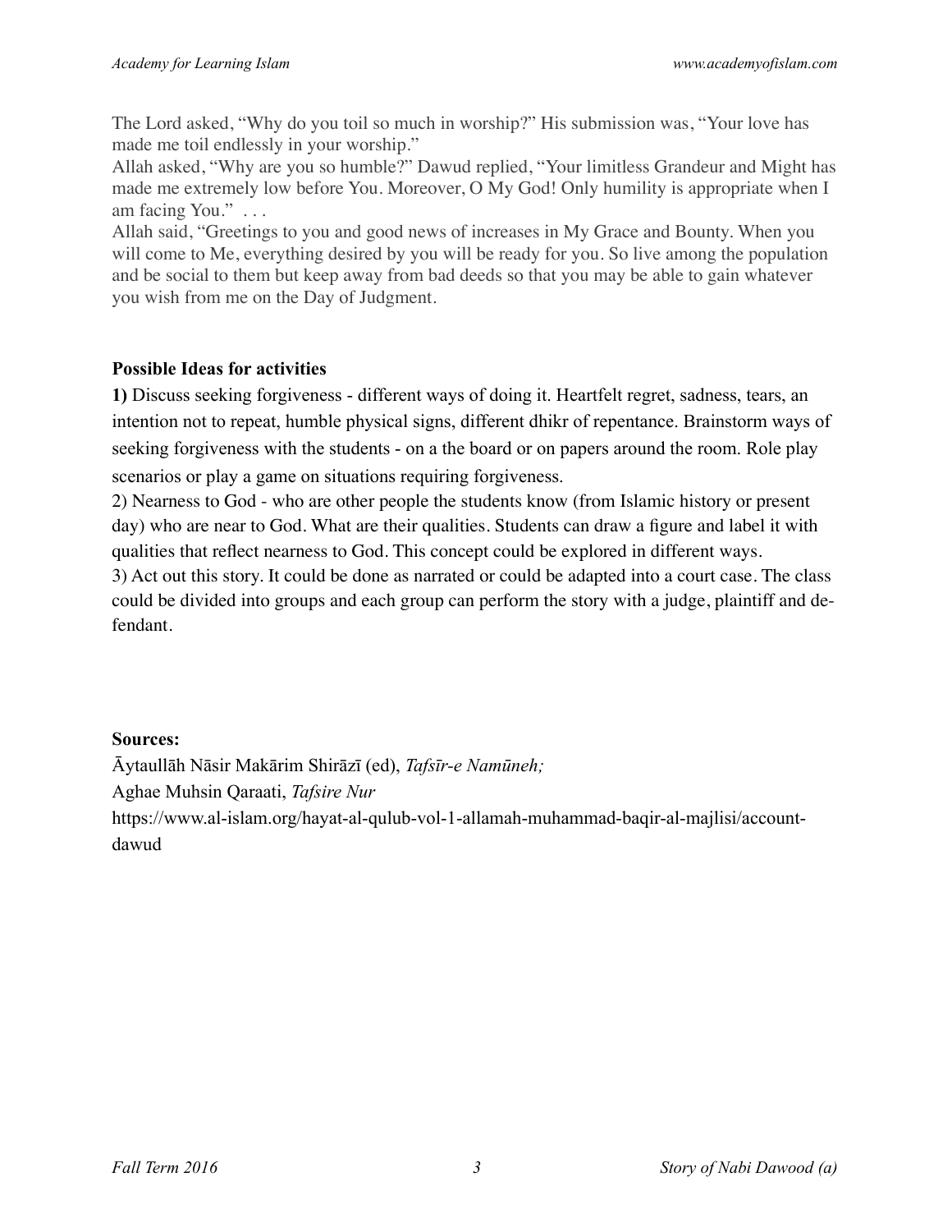The Lord asked, “Why do you toil so much in worship?” His submission was, “Your love has made me toil endlessly in your worship.”
Allah asked, “Why are you so humble?” Dawud replied, “Your limitless Grandeur and Might has made me extremely low before You. Moreover, O My God! Only humility is appropriate when I am facing You.” . . .
Allah said, “Greetings to you and good news of increases in My Grace and Bounty. When you will come to Me, everything desired by you will be ready for you. So live among the population and be social to them but keep away from bad deeds so that you may be able to gain whatever you wish from me on the Day of Judgment.

**Possible Ideas for activities**

**1)** Discuss seeking forgiveness - different ways of doing it. Heartfelt regret, sadness, tears, an intention not to repeat, humble physical signs, different dhikr of repentance. Brainstorm ways of seeking forgiveness with the students - on a the board or on papers around the room. Role play scenarios or play a game on situations requiring forgiveness.

2) Nearness to God - who are other people the students know (from Islamic history or present day) who are near to God. What are their qualities. Students can draw a figure and label it with qualities that reflect nearness to God. This concept could be explored in different ways.

3) Act out this story. It could be done as narrated or could be adapted into a court case. The class could be divided into groups and each group can perform the story with a judge, plaintiff and defendant.

**Sources:**

Āytaullāh Nāsir Makārim Shirāzī (ed), *Tafsīr-e Namūneh;*

Aghae Muhsin Qaraati, *Tafsire Nur*

https://www.al-islam.org/hayat-al-qulub-vol-1-allamah-muhammad-baqir-al-majlisi/account-dawud